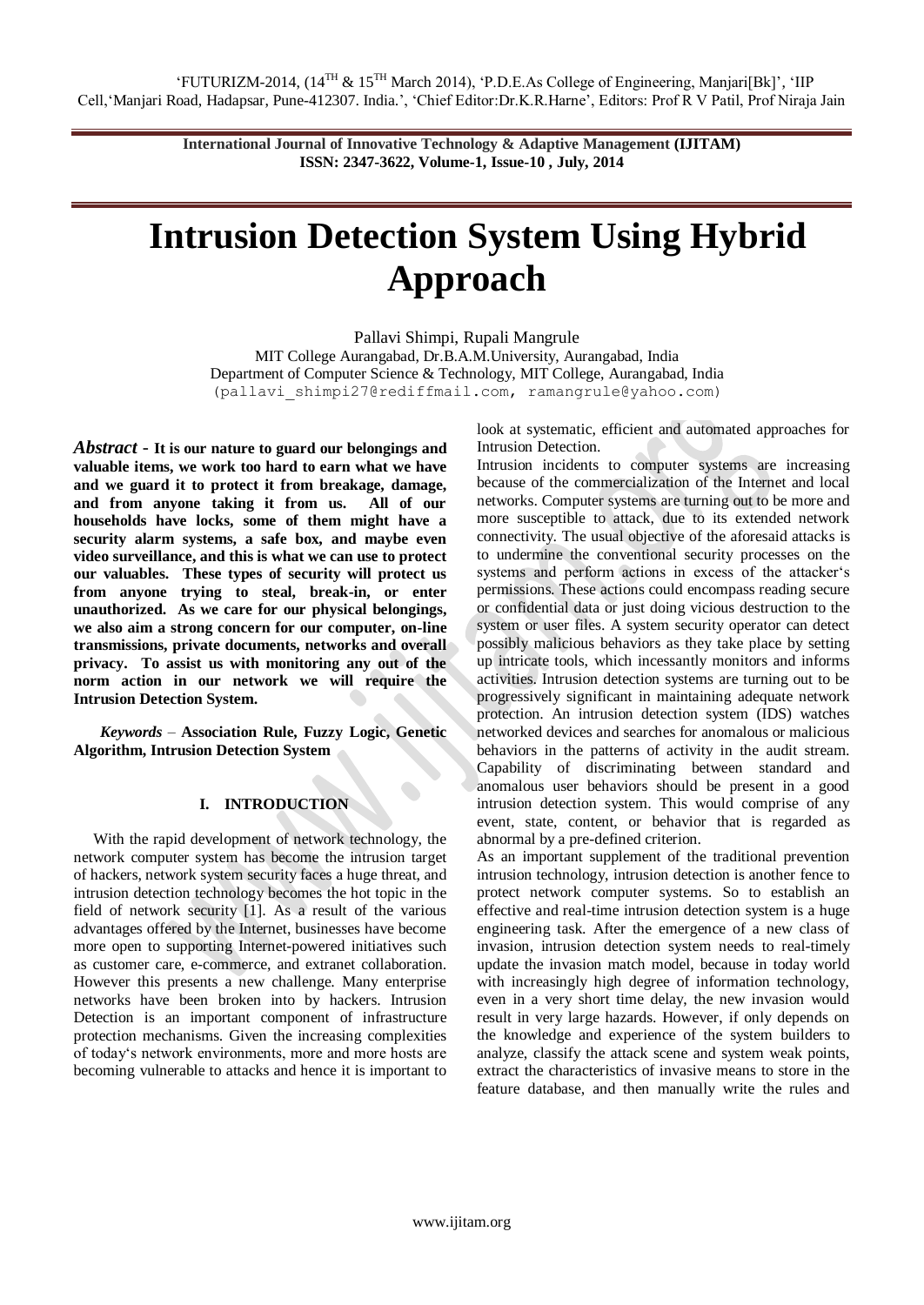'FUTURIZM-2014, (14[TH] & 15[TH] March 2014), 'P.D.E.As College of Engineering, Manjari[Bk]', 'IIP Cell,'Manjari Road, Hadapsar, Pune-412307. India.', 'Chief Editor:Dr.K.R.Harne', Editors: Prof R V Patil, Prof Niraja Jain

**International Journal of Innovative Technology & Adaptive Management (IJITAM)**
**ISSN: 2347-3622, Volume-1, Issue-10 , July, 2014**

# Intrusion Detection System Using Hybrid Approach

Pallavi Shimpi, Rupali Mangrule
MIT College Aurangabad, Dr.B.A.M.University, Aurangabad, India
Department of Computer Science & Technology, MIT College, Aurangabad, India
(pallavi_shimpi27@rediffmail.com, ramangrule@yahoo.com)

***Abstract* - It is our nature to guard our belongings and valuable items, we work too hard to earn what we have and we guard it to protect it from breakage, damage, and from anyone taking it from us. All of our households have locks, some of them might have a security alarm systems, a safe box, and maybe even video surveillance, and this is what we can use to protect our valuables. These types of security will protect us from anyone trying to steal, break-in, or enter unauthorized. As we care for our physical belongings, we also aim a strong concern for our computer, on-line transmissions, private documents, networks and overall privacy. To assist us with monitoring any out of the norm action in our network we will require the Intrusion Detection System.**

*Keywords* – **Association Rule, Fuzzy Logic, Genetic Algorithm, Intrusion Detection System**

## I. INTRODUCTION

With the rapid development of network technology, the network computer system has become the intrusion target of hackers, network system security faces a huge threat, and intrusion detection technology becomes the hot topic in the field of network security [1]. As a result of the various advantages offered by the Internet, businesses have become more open to supporting Internet-powered initiatives such as customer care, e-commerce, and extranet collaboration. However this presents a new challenge. Many enterprise networks have been broken into by hackers. Intrusion Detection is an important component of infrastructure protection mechanisms. Given the increasing complexities of today's network environments, more and more hosts are becoming vulnerable to attacks and hence it is important to look at systematic, efficient and automated approaches for Intrusion Detection.

Intrusion incidents to computer systems are increasing because of the commercialization of the Internet and local networks. Computer systems are turning out to be more and more susceptible to attack, due to its extended network connectivity. The usual objective of the aforesaid attacks is to undermine the conventional security processes on the systems and perform actions in excess of the attacker's permissions. These actions could encompass reading secure or confidential data or just doing vicious destruction to the system or user files. A system security operator can detect possibly malicious behaviors as they take place by setting up intricate tools, which incessantly monitors and informs activities. Intrusion detection systems are turning out to be progressively significant in maintaining adequate network protection. An intrusion detection system (IDS) watches networked devices and searches for anomalous or malicious behaviors in the patterns of activity in the audit stream. Capability of discriminating between standard and anomalous user behaviors should be present in a good intrusion detection system. This would comprise of any event, state, content, or behavior that is regarded as abnormal by a pre-defined criterion.

As an important supplement of the traditional prevention intrusion technology, intrusion detection is another fence to protect network computer systems. So to establish an effective and real-time intrusion detection system is a huge engineering task. After the emergence of a new class of invasion, intrusion detection system needs to real-timely update the invasion match model, because in today world with increasingly high degree of information technology, even in a very short time delay, the new invasion would result in very large hazards. However, if only depends on the knowledge and experience of the system builders to analyze, classify the attack scene and system weak points, extract the characteristics of invasive means to store in the feature database, and then manually write the rules and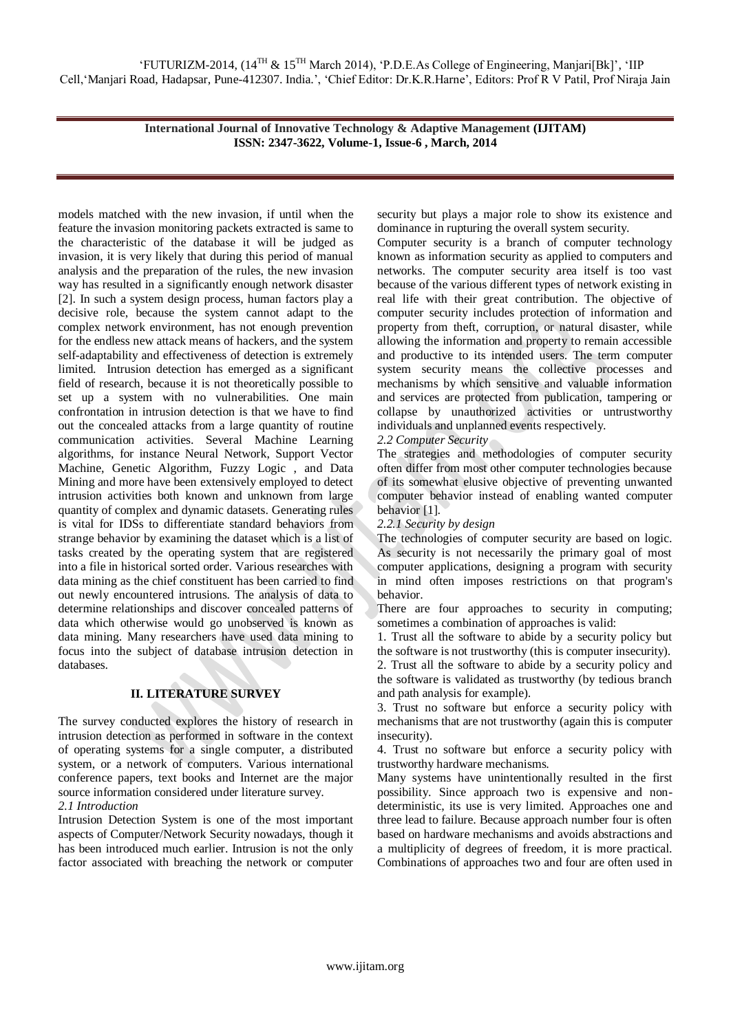models matched with the new invasion, if until when the feature the invasion monitoring packets extracted is same to the characteristic of the database it will be judged as invasion, it is very likely that during this period of manual analysis and the preparation of the rules, the new invasion way has resulted in a significantly enough network disaster [2]. In such a system design process, human factors play a decisive role, because the system cannot adapt to the complex network environment, has not enough prevention for the endless new attack means of hackers, and the system self-adaptability and effectiveness of detection is extremely limited. Intrusion detection has emerged as a significant field of research, because it is not theoretically possible to set up a system with no vulnerabilities. One main confrontation in intrusion detection is that we have to find out the concealed attacks from a large quantity of routine communication activities. Several Machine Learning algorithms, for instance Neural Network, Support Vector Machine, Genetic Algorithm, Fuzzy Logic , and Data Mining and more have been extensively employed to detect intrusion activities both known and unknown from large quantity of complex and dynamic datasets. Generating rules is vital for IDSs to differentiate standard behaviors from strange behavior by examining the dataset which is a list of tasks created by the operating system that are registered into a file in historical sorted order. Various researches with data mining as the chief constituent has been carried to find out newly encountered intrusions. The analysis of data to determine relationships and discover concealed patterns of data which otherwise would go unobserved is known as data mining. Many researchers have used data mining to focus into the subject of database intrusion detection in databases.

## II. LITERATURE SURVEY

The survey conducted explores the history of research in intrusion detection as performed in software in the context of operating systems for a single computer, a distributed system, or a network of computers. Various international conference papers, text books and Internet are the major source information considered under literature survey.

*2.1 Introduction*

Intrusion Detection System is one of the most important aspects of Computer/Network Security nowadays, though it has been introduced much earlier. Intrusion is not the only factor associated with breaching the network or computer security but plays a major role to show its existence and dominance in rupturing the overall system security.

Computer security is a branch of computer technology known as information security as applied to computers and networks. The computer security area itself is too vast because of the various different types of network existing in real life with their great contribution. The objective of computer security includes protection of information and property from theft, corruption, or natural disaster, while allowing the information and property to remain accessible and productive to its intended users. The term computer system security means the collective processes and mechanisms by which sensitive and valuable information and services are protected from publication, tampering or collapse by unauthorized activities or untrustworthy individuals and unplanned events respectively.

*2.2 Computer Security*

The strategies and methodologies of computer security often differ from most other computer technologies because of its somewhat elusive objective of preventing unwanted computer behavior instead of enabling wanted computer behavior [1].

*2.2.1 Security by design*

The technologies of computer security are based on logic. As security is not necessarily the primary goal of most computer applications, designing a program with security in mind often imposes restrictions on that program's behavior.

There are four approaches to security in computing; sometimes a combination of approaches is valid:

1. Trust all the software to abide by a security policy but the software is not trustworthy (this is computer insecurity).
2. Trust all the software to abide by a security policy and the software is validated as trustworthy (by tedious branch and path analysis for example).
3. Trust no software but enforce a security policy with mechanisms that are not trustworthy (again this is computer insecurity).
4. Trust no software but enforce a security policy with trustworthy hardware mechanisms.

Many systems have unintentionally resulted in the first possibility. Since approach two is expensive and non-deterministic, its use is very limited. Approaches one and three lead to failure. Because approach number four is often based on hardware mechanisms and avoids abstractions and a multiplicity of degrees of freedom, it is more practical. Combinations of approaches two and four are often used in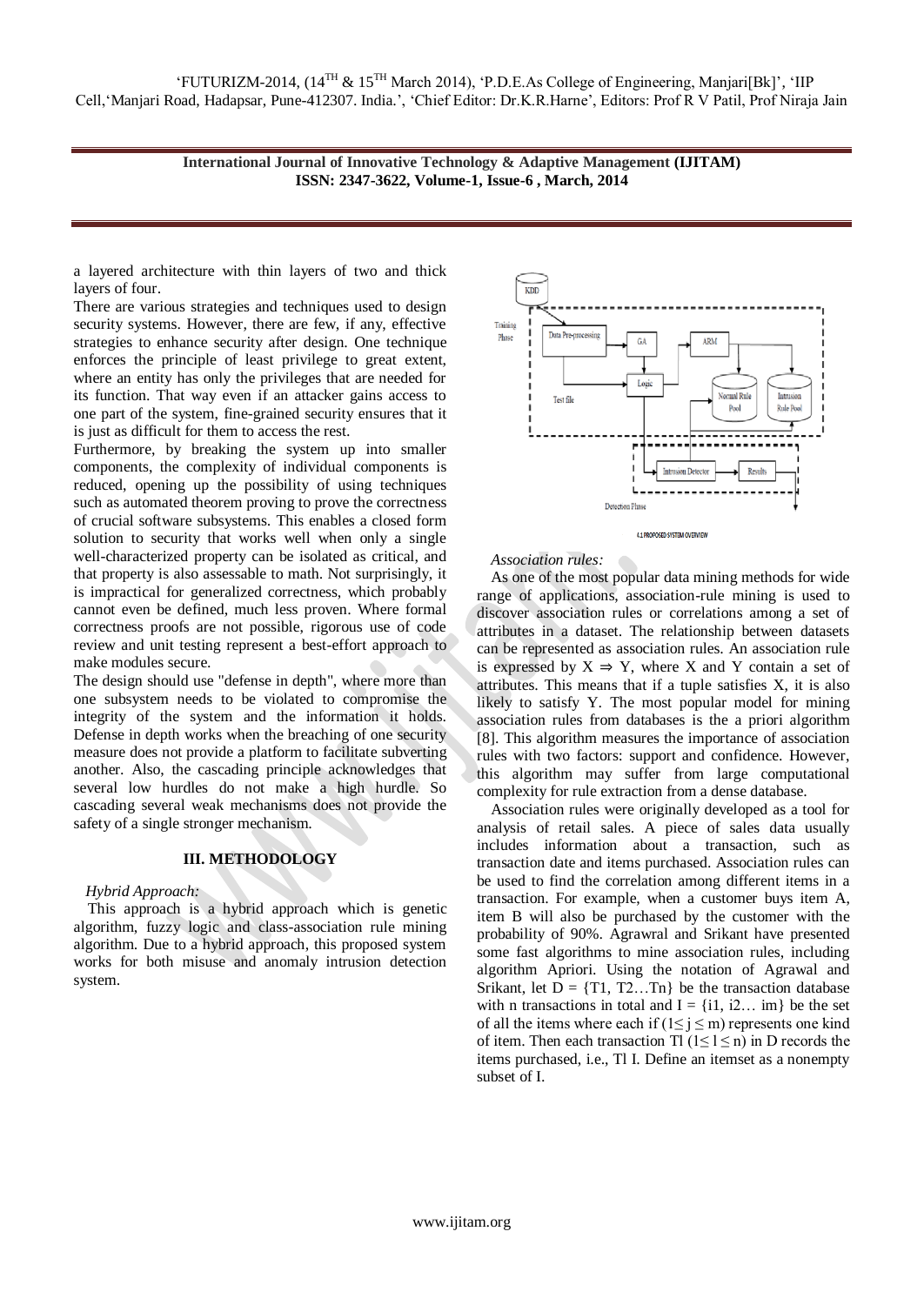a layered architecture with thin layers of two and thick layers of four.

There are various strategies and techniques used to design security systems. However, there are few, if any, effective strategies to enhance security after design. One technique enforces the principle of least privilege to great extent, where an entity has only the privileges that are needed for its function. That way even if an attacker gains access to one part of the system, fine-grained security ensures that it is just as difficult for them to access the rest.

Furthermore, by breaking the system up into smaller components, the complexity of individual components is reduced, opening up the possibility of using techniques such as automated theorem proving to prove the correctness of crucial software subsystems. This enables a closed form solution to security that works well when only a single well-characterized property can be isolated as critical, and that property is also assessable to math. Not surprisingly, it is impractical for generalized correctness, which probably cannot even be defined, much less proven. Where formal correctness proofs are not possible, rigorous use of code review and unit testing represent a best-effort approach to make modules secure.

The design should use "defense in depth", where more than one subsystem needs to be violated to compromise the integrity of the system and the information it holds. Defense in depth works when the breaching of one security measure does not provide a platform to facilitate subverting another. Also, the cascading principle acknowledges that several low hurdles do not make a high hurdle. So cascading several weak mechanisms does not provide the safety of a single stronger mechanism.

## III. METHODOLOGY

*Hybrid Approach:*

This approach is a hybrid approach which is genetic algorithm, fuzzy logic and class-association rule mining algorithm. Due to a hybrid approach, this proposed system works for both misuse and anomaly intrusion detection system.

4.1 PROPOSED SYSTEM OVERVIEW

*Association rules:*

As one of the most popular data mining methods for wide range of applications, association-rule mining is used to discover association rules or correlations among a set of attributes in a dataset. The relationship between datasets can be represented as association rules. An association rule is expressed by $X \Rightarrow Y$, where X and Y contain a set of attributes. This means that if a tuple satisfies X, it is also likely to satisfy Y. The most popular model for mining association rules from databases is the a priori algorithm [8]. This algorithm measures the importance of association rules with two factors: support and confidence. However, this algorithm may suffer from large computational complexity for rule extraction from a dense database.

Association rules were originally developed as a tool for analysis of retail sales. A piece of sales data usually includes information about a transaction, such as transaction date and items purchased. Association rules can be used to find the correlation among different items in a transaction. For example, when a customer buys item A, item B will also be purchased by the customer with the probability of 90%. Agrawral and Srikant have presented some fast algorithms to mine association rules, including algorithm Apriori. Using the notation of Agrawal and Srikant, let $D = \{T1, T2…Tn\}$ be the transaction database with n transactions in total and $I = \{i1, i2… im\}$ be the set of all the items where each if $(1\leq j \leq m)$ represents one kind of item. Then each transaction Tl $(1\leq l \leq n)$ in D records the items purchased, i.e., Tl I. Define an itemset as a nonempty subset of I.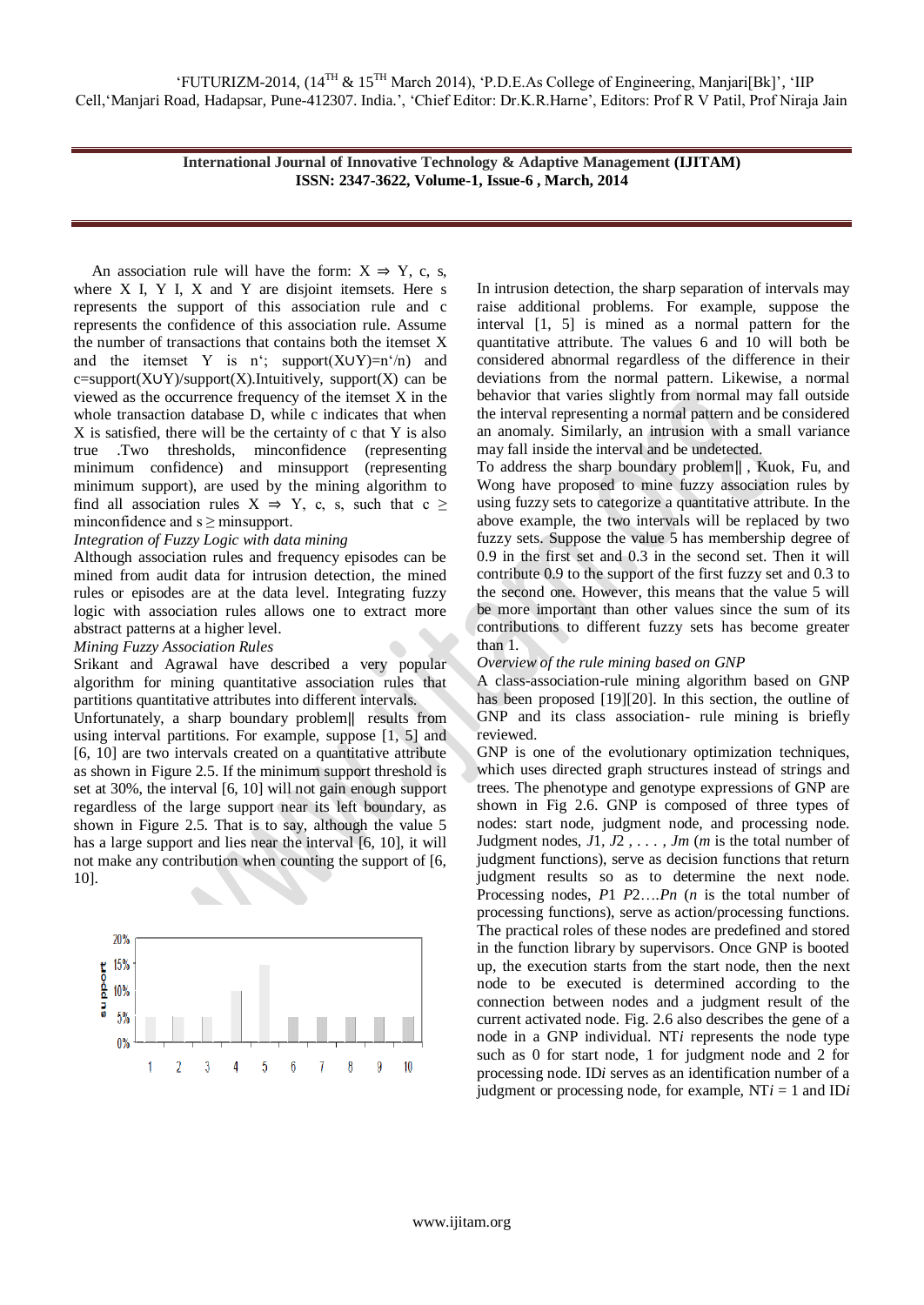An association rule will have the form: $X \Rightarrow Y$, c, s, where X I, Y I, X and Y are disjoint itemsets. Here s represents the support of this association rule and c represents the confidence of this association rule. Assume the number of transactions that contains both the itemset X and the itemset Y is n'; support(X∪Y)=n'/n) and c=support(X∪Y)/support(X).Intuitively, support(X) can be viewed as the occurrence frequency of the itemset X in the whole transaction database D, while c indicates that when X is satisfied, there will be the certainty of c that Y is also true .Two thresholds, minconfidence (representing minimum confidence) and minsupport (representing minimum support), are used by the mining algorithm to find all association rules $X \Rightarrow Y$, c, s, such that $c \geq$ minconfidence and $s \geq$ minsupport.

*Integration of Fuzzy Logic with data mining*

Although association rules and frequency episodes can be mined from audit data for intrusion detection, the mined rules or episodes are at the data level. Integrating fuzzy logic with association rules allows one to extract more abstract patterns at a higher level.

*Mining Fuzzy Association Rules*

Srikant and Agrawal have described a very popular algorithm for mining quantitative association rules that partitions quantitative attributes into different intervals.

Unfortunately, a sharp boundary problem‖ results from using interval partitions. For example, suppose [1, 5] and [6, 10] are two intervals created on a quantitative attribute as shown in Figure 2.5. If the minimum support threshold is set at 30%, the interval [6, 10] will not gain enough support regardless of the large support near its left boundary, as shown in Figure 2.5. That is to say, although the value 5 has a large support and lies near the interval [6, 10], it will not make any contribution when counting the support of [6, 10].

In intrusion detection, the sharp separation of intervals may raise additional problems. For example, suppose the interval [1, 5] is mined as a normal pattern for the quantitative attribute. The values 6 and 10 will both be considered abnormal regardless of the difference in their deviations from the normal pattern. Likewise, a normal behavior that varies slightly from normal may fall outside the interval representing a normal pattern and be considered an anomaly. Similarly, an intrusion with a small variance may fall inside the interval and be undetected.

To address the sharp boundary problem‖ , Kuok, Fu, and Wong have proposed to mine fuzzy association rules by using fuzzy sets to categorize a quantitative attribute. In the above example, the two intervals will be replaced by two fuzzy sets. Suppose the value 5 has membership degree of 0.9 in the first set and 0.3 in the second set. Then it will contribute 0.9 to the support of the first fuzzy set and 0.3 to the second one. However, this means that the value 5 will be more important than other values since the sum of its contributions to different fuzzy sets has become greater than 1.

*Overview of the rule mining based on GNP*

A class-association-rule mining algorithm based on GNP has been proposed [19][20]. In this section, the outline of GNP and its class association- rule mining is briefly reviewed.

GNP is one of the evolutionary optimization techniques, which uses directed graph structures instead of strings and trees. The phenotype and genotype expressions of GNP are shown in Fig 2.6. GNP is composed of three types of nodes: start node, judgment node, and processing node. Judgment nodes, $J1, J2, \ldots, Jm$ ($m$ is the total number of judgment functions), serve as decision functions that return judgment results so as to determine the next node. Processing nodes, $P1\ P2 \ldots Pn$ ($n$ is the total number of processing functions), serve as action/processing functions. The practical roles of these nodes are predefined and stored in the function library by supervisors. Once GNP is booted up, the execution starts from the start node, then the next node to be executed is determined according to the connection between nodes and a judgment result of the current activated node. Fig. 2.6 also describes the gene of a node in a GNP individual. $NT_i$ represents the node type such as 0 for start node, 1 for judgment node and 2 for processing node. $ID_i$ serves as an identification number of a judgment or processing node, for example, $NT_i = 1$ and $ID_i$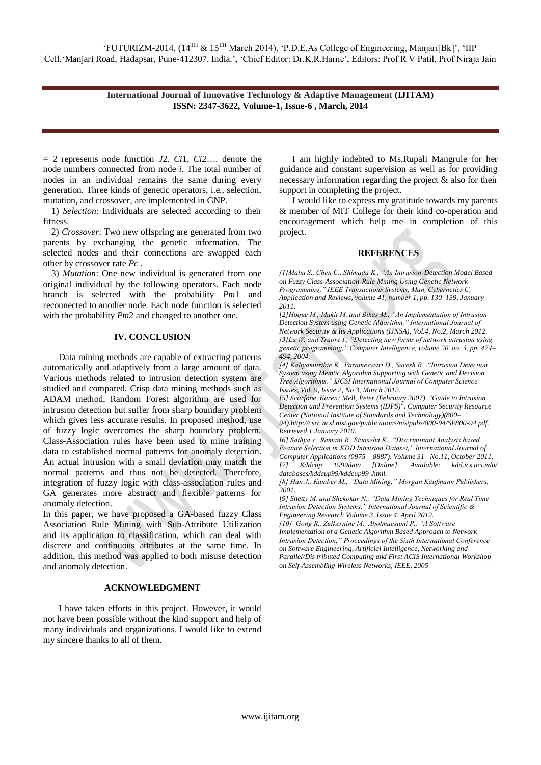= 2 represents node function $J2$. $Ci1$, $Ci2$…. denote the node numbers connected from node $i$. The total number of nodes in an individual remains the same during every generation. Three kinds of genetic operators, i.e., selection, mutation, and crossover, are implemented in GNP.

1) *Selection*: Individuals are selected according to their fitness.

2) *Crossover*: Two new offspring are generated from two parents by exchanging the genetic information. The selected nodes and their connections are swapped each other by crossover rate $Pc$ .

3) *Mutation*: One new individual is generated from one original individual by the following operators. Each node branch is selected with the probability $Pm1$ and reconnected to another node. Each node function is selected with the probability $Pm2$ and changed to another one.

## IV. CONCLUSION

Data mining methods are capable of extracting patterns automatically and adaptively from a large amount of data. Various methods related to intrusion detection system are studied and compared. Crisp data mining methods such as ADAM method, Random Forest algorithm are used for intrusion detection but suffer from sharp boundary problem which gives less accurate results. In proposed method, use of fuzzy logic overcomes the sharp boundary problem. Class-Association rules have been used to mine training data to established normal patterns for anomaly detection. An actual intrusion with a small deviation may match the normal patterns and thus not be detected. Therefore, integration of fuzzy logic with class-association rules and GA generates more abstract and flexible patterns for anomaly detection.

In this paper, we have proposed a GA-based fuzzy Class Association Rule Mining with Sub-Attribute Utilization and its application to classification, which can deal with discrete and continuous attributes at the same time. In addition, this method was applied to both misuse detection and anomaly detection.

## ACKNOWLEDGMENT

I have taken efforts in this project. However, it would not have been possible without the kind support and help of many individuals and organizations. I would like to extend my sincere thanks to all of them.

I am highly indebted to Ms.Rupali Mangrule for her guidance and constant supervision as well as for providing necessary information regarding the project & also for their support in completing the project.

I would like to express my gratitude towards my parents & member of MIT College for their kind co-operation and encouragement which help me in completion of this project.

## REFERENCES

*[1]Mabu S., Chen C., Shimada K., "An Intrusion-Detection Model Based on Fuzzy Class-Association-Rule Mining Using Genetic Network Programming," IEEE Transactions Systems, Man, Cybernetics C, Application and Reviews, volume 41, number 1, pp. 130–139, January 2011.*

*[2]Hoque M., Mukit M. and Bikas M., "An Implementation of Intrusion Detection System using Genetic Algorithm," International Journal of Network Security & Its Applications (IJNSA), Vol.4, No.2, March 2012.*

*[3]Lu W. and Traore I., "Detecting new forms of network intrusion using genetic programming," Computer Intelligence, volume 20, no. 3, pp. 474–494, 2004.*

*[4] Kaliyamurthie K., Parameswari D., Suresh R., "Intrusion Detection System using Memtic Algorithm Supporting with Genetic and Decision Tree Algorithms," IJCSI International Journal of Computer Science Issues, Vol. 9, Issue 2, No 3, March 2012.*

*[5] Scarfone, Karen; Mell, Peter (February 2007). "Guide to Intrusion Detection and Prevention Systems (IDPS)". Computer Security Resource Center (National Institute of Standards and Technology)(800–94).http://csrc.ncsl.nist.gov/publications/nistpubs/800-94/SP800-94.pdf. Retrieved 1 January 2010.*

*[6] Sathya s., Ramani R., Sivaselvi K., "Discriminant Analysis based Feature Selection in KDD Intrusion Dataset," International Journal of Computer Applications (0975 – 8887), Volume 31– No.11, October 2011.*

*[7] Kddcup 1999data [Online]. Available: kdd.ics.uci.edu/ databases/kddcup99/kddcup99 .html.*

*[8] Han J., Kamber M., "Data Mining," Morgan Kaufmann Publishers, 2001.*

*[9] Shetty M. and Shekokar N., "Data Mining Techniques for Real Time Intrusion Detection Systems," International Journal of Scientific & Engineering Research Volume 3, Issue 4, April 2012.*

*[10] Gong R., Zulkernine M., Abolmaesumi P., "A Software Implementation of a Genetic Algorithm Based Approach to Network Intrusion Detection," Proceedings of the Sixth International Conference on Software Engineering, Artificial Intelligence, Networking and Parallel/Dis tributed Computing and First ACIS International Workshop on Self-Assembling Wireless Networks, IEEE, 2005*